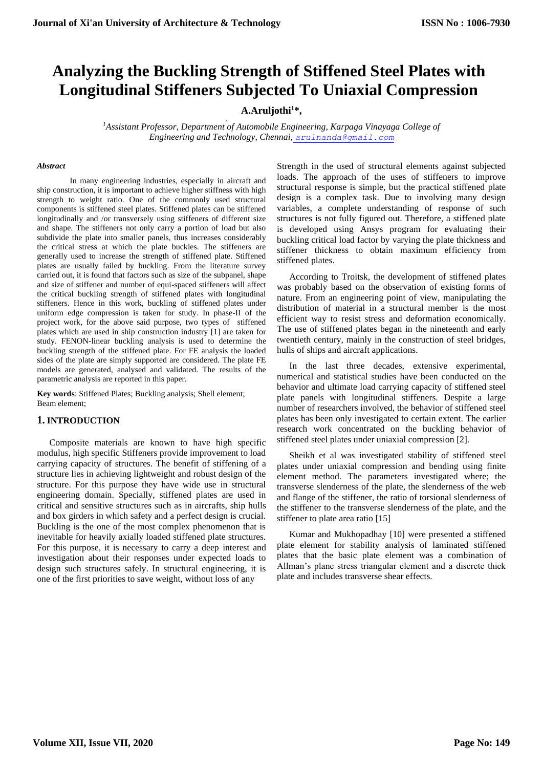# Analyzing the Buckling Strength of Stiffened Steel Plates with Longitudinal Stiffeners Subjected To Uniaxial Compression

**A.Aruljothi[1]*,**

*[1]Assistant Professor, Department of Automobile Engineering, Karpaga Vinayaga College of Engineering and Technology, Chennai, arulnanda@gmail.com*

***Abstract***

In many engineering industries, especially in aircraft and ship construction, it is important to achieve higher stiffness with high strength to weight ratio. One of the commonly used structural components is stiffened steel plates. Stiffened plates can be stiffened longitudinally and /or transversely using stiffeners of different size and shape. The stiffeners not only carry a portion of load but also subdivide the plate into smaller panels, thus increases considerably the critical stress at which the plate buckles. The stiffeners are generally used to increase the strength of stiffened plate. Stiffened plates are usually failed by buckling. From the literature survey carried out, it is found that factors such as size of the subpanel, shape and size of stiffener and number of equi-spaced stiffeners will affect the critical buckling strength of stiffened plates with longitudinal stiffeners. Hence in this work, buckling of stiffened plates under uniform edge compression is taken for study. In phase-II of the project work, for the above said purpose, two types of stiffened plates which are used in ship construction industry [1] are taken for study. FENON-linear buckling analysis is used to determine the buckling strength of the stiffened plate. For FE analysis the loaded sides of the plate are simply supported are considered. The plate FE models are generated, analysed and validated. The results of the parametric analysis are reported in this paper.

**Key words**: Stiffened Plates; Buckling analysis; Shell element; Beam element;

## 1. INTRODUCTION

Composite materials are known to have high specific modulus, high specific Stiffeners provide improvement to load carrying capacity of structures. The benefit of stiffening of a structure lies in achieving lightweight and robust design of the structure. For this purpose they have wide use in structural engineering domain. Specially, stiffened plates are used in critical and sensitive structures such as in aircrafts, ship hulls and box girders in which safety and a perfect design is crucial. Buckling is the one of the most complex phenomenon that is inevitable for heavily axially loaded stiffened plate structures. For this purpose, it is necessary to carry a deep interest and investigation about their responses under expected loads to design such structures safely. In structural engineering, it is one of the first priorities to save weight, without loss of any Strength in the used of structural elements against subjected loads. The approach of the uses of stiffeners to improve structural response is simple, but the practical stiffened plate design is a complex task. Due to involving many design variables, a complete understanding of response of such structures is not fully figured out. Therefore, a stiffened plate is developed using Ansys program for evaluating their buckling critical load factor by varying the plate thickness and stiffener thickness to obtain maximum efficiency from stiffened plates.

According to Troitsk, the development of stiffened plates was probably based on the observation of existing forms of nature. From an engineering point of view, manipulating the distribution of material in a structural member is the most efficient way to resist stress and deformation economically. The use of stiffened plates began in the nineteenth and early twentieth century, mainly in the construction of steel bridges, hulls of ships and aircraft applications.

In the last three decades, extensive experimental, numerical and statistical studies have been conducted on the behavior and ultimate load carrying capacity of stiffened steel plate panels with longitudinal stiffeners. Despite a large number of researchers involved, the behavior of stiffened steel plates has been only investigated to certain extent. The earlier research work concentrated on the buckling behavior of stiffened steel plates under uniaxial compression [2].

Sheikh et al was investigated stability of stiffened steel plates under uniaxial compression and bending using finite element method. The parameters investigated where; the transverse slenderness of the plate, the slenderness of the web and flange of the stiffener, the ratio of torsional slenderness of the stiffener to the transverse slenderness of the plate, and the stiffener to plate area ratio [15]

Kumar and Mukhopadhay [10] were presented a stiffened plate element for stability analysis of laminated stiffened plates that the basic plate element was a combination of Allman's plane stress triangular element and a discrete thick plate and includes transverse shear effects.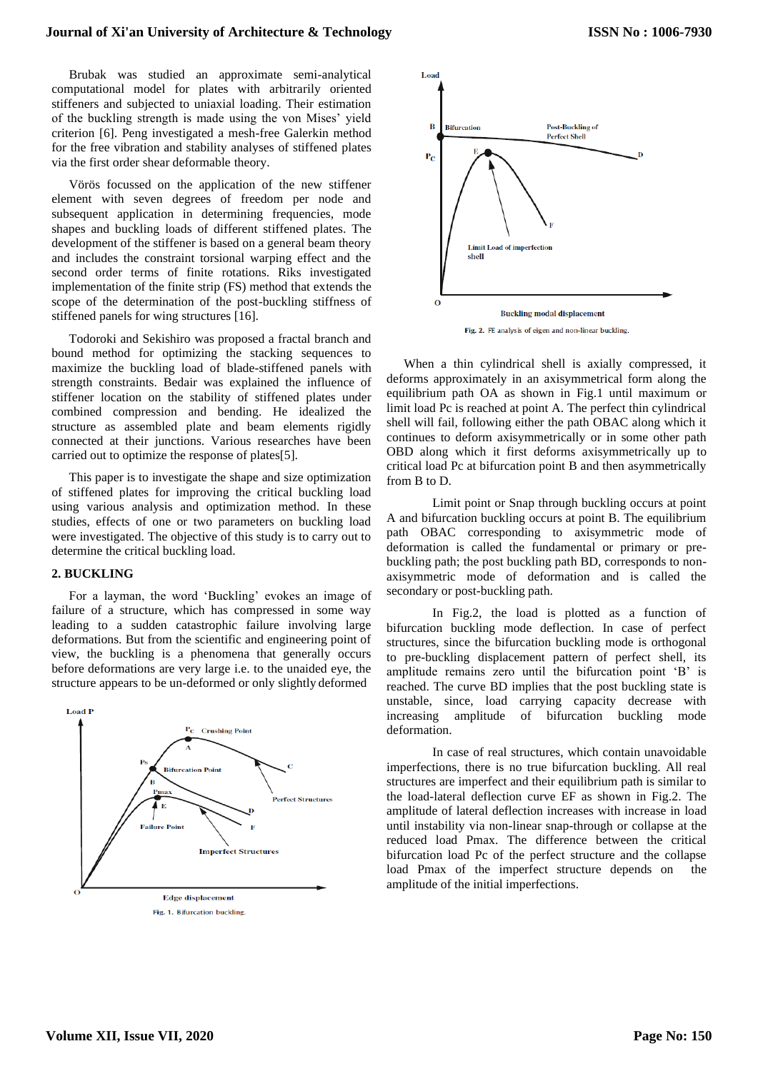Brubak was studied an approximate semi-analytical computational model for plates with arbitrarily oriented stiffeners and subjected to uniaxial loading. Their estimation of the buckling strength is made using the von Mises' yield criterion [6]. Peng investigated a mesh-free Galerkin method for the free vibration and stability analyses of stiffened plates via the first order shear deformable theory.

Vörös focussed on the application of the new stiffener element with seven degrees of freedom per node and subsequent application in determining frequencies, mode shapes and buckling loads of different stiffened plates. The development of the stiffener is based on a general beam theory and includes the constraint torsional warping effect and the second order terms of finite rotations. Riks investigated implementation of the finite strip (FS) method that extends the scope of the determination of the post-buckling stiffness of stiffened panels for wing structures [16].

Todoroki and Sekishiro was proposed a fractal branch and bound method for optimizing the stacking sequences to maximize the buckling load of blade-stiffened panels with strength constraints. Bedair was explained the influence of stiffener location on the stability of stiffened plates under combined compression and bending. He idealized the structure as assembled plate and beam elements rigidly connected at their junctions. Various researches have been carried out to optimize the response of plates[5].

This paper is to investigate the shape and size optimization of stiffened plates for improving the critical buckling load using various analysis and optimization method. In these studies, effects of one or two parameters on buckling load were investigated. The objective of this study is to carry out to determine the critical buckling load.

## 2. BUCKLING

For a layman, the word 'Buckling' evokes an image of failure of a structure, which has compressed in some way leading to a sudden catastrophic failure involving large deformations. But from the scientific and engineering point of view, the buckling is a phenomena that generally occurs before deformations are very large i.e. to the unaided eye, the structure appears to be un-deformed or only slightly deformed

Fig. 1. Bifurcation buckling.

Fig. 2. FE analysis of eigen and non-linear buckling.

When a thin cylindrical shell is axially compressed, it deforms approximately in an axisymmetrical form along the equilibrium path OA as shown in Fig.1 until maximum or limit load Pc is reached at point A. The perfect thin cylindrical shell will fail, following either the path OBAC along which it continues to deform axisymmetrically or in some other path OBD along which it first deforms axisymmetrically up to critical load Pc at bifurcation point B and then asymmetrically from B to D.

Limit point or Snap through buckling occurs at point A and bifurcation buckling occurs at point B. The equilibrium path OBAC corresponding to axisymmetric mode of deformation is called the fundamental or primary or pre-buckling path; the post buckling path BD, corresponds to non-axisymmetric mode of deformation and is called the secondary or post-buckling path.

In Fig.2, the load is plotted as a function of bifurcation buckling mode deflection. In case of perfect structures, since the bifurcation buckling mode is orthogonal to pre-buckling displacement pattern of perfect shell, its amplitude remains zero until the bifurcation point 'B' is reached. The curve BD implies that the post buckling state is unstable, since, load carrying capacity decrease with increasing amplitude of bifurcation buckling mode deformation.

In case of real structures, which contain unavoidable imperfections, there is no true bifurcation buckling. All real structures are imperfect and their equilibrium path is similar to the load-lateral deflection curve EF as shown in Fig.2. The amplitude of lateral deflection increases with increase in load until instability via non-linear snap-through or collapse at the reduced load Pmax. The difference between the critical bifurcation load Pc of the perfect structure and the collapse load Pmax of the imperfect structure depends on the amplitude of the initial imperfections.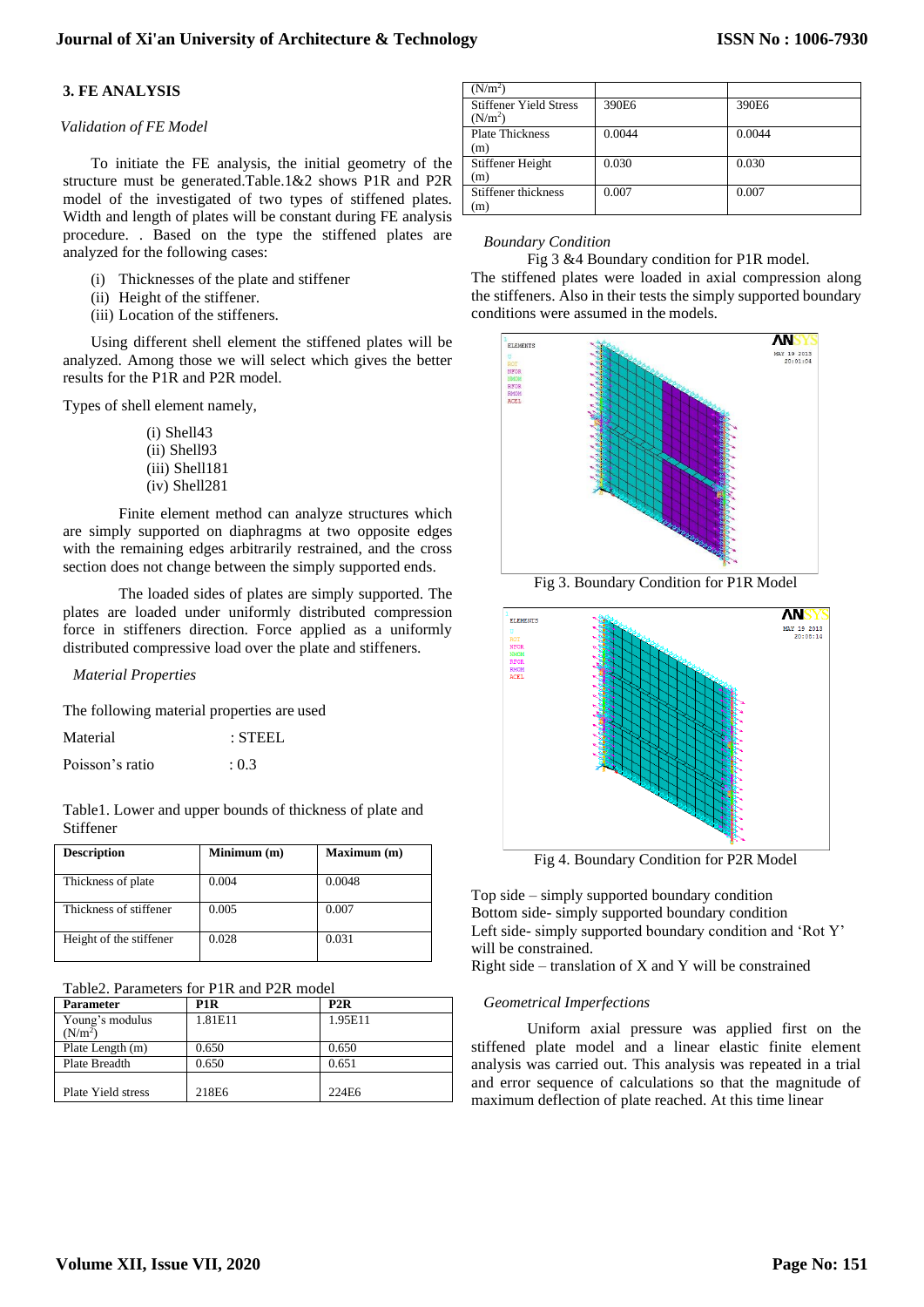## 3. FE ANALYSIS

*Validation of FE Model*

To initiate the FE analysis, the initial geometry of the structure must be generated.Table.1&2 shows P1R and P2R model of the investigated of two types of stiffened plates. Width and length of plates will be constant during FE analysis procedure. . Based on the type the stiffened plates are analyzed for the following cases:

(i) Thicknesses of the plate and stiffener
(ii) Height of the stiffener.
(iii) Location of the stiffeners.

Using different shell element the stiffened plates will be analyzed. Among those we will select which gives the better results for the P1R and P2R model.

Types of shell element namely,

(i) Shell43
(ii) Shell93
(iii) Shell181
(iv) Shell281

Finite element method can analyze structures which are simply supported on diaphragms at two opposite edges with the remaining edges arbitrarily restrained, and the cross section does not change between the simply supported ends.

The loaded sides of plates are simply supported. The plates are loaded under uniformly distributed compression force in stiffeners direction. Force applied as a uniformly distributed compressive load over the plate and stiffeners.

*Material Properties*

The following material properties are used

Material : STEEL

Poisson's ratio : 0.3

Table1. Lower and upper bounds of thickness of plate and Stiffener

| Description | Minimum (m) | Maximum (m) |
|---|---|---|
| Thickness of plate | 0.004 | 0.0048 |
| Thickness of stiffener | 0.005 | 0.007 |
| Height of the stiffener | 0.028 | 0.031 |

Table2. Parameters for P1R and P2R model

| Parameter | P1R | P2R |
|---|---|---|
| Young's modulus ($N/m^2$) | 1.81E11 | 1.95E11 |
| Plate Length (m) | 0.650 | 0.650 |
| Plate Breadth | 0.650 | 0.651 |
| Plate Yield stress ($N/m^2$) | 218E6 | 224E6 |
| Stiffener Yield Stress ($N/m^2$) | 390E6 | 390E6 |
| Plate Thickness (m) | 0.0044 | 0.0044 |
| Stiffener Height (m) | 0.030 | 0.030 |
| Stiffener thickness (m) | 0.007 | 0.007 |

*Boundary Condition*

Fig 3 &4 Boundary condition for P1R model.
The stiffened plates were loaded in axial compression along the stiffeners. Also in their tests the simply supported boundary conditions were assumed in the models.

Fig 3. Boundary Condition for P1R Model

Fig 4. Boundary Condition for P2R Model

Top side – simply supported boundary condition
Bottom side- simply supported boundary condition
Left side- simply supported boundary condition and 'Rot Y' will be constrained.
Right side – translation of X and Y will be constrained

*Geometrical Imperfections*

Uniform axial pressure was applied first on the stiffened plate model and a linear elastic finite element analysis was carried out. This analysis was repeated in a trial and error sequence of calculations so that the magnitude of maximum deflection of plate reached. At this time linear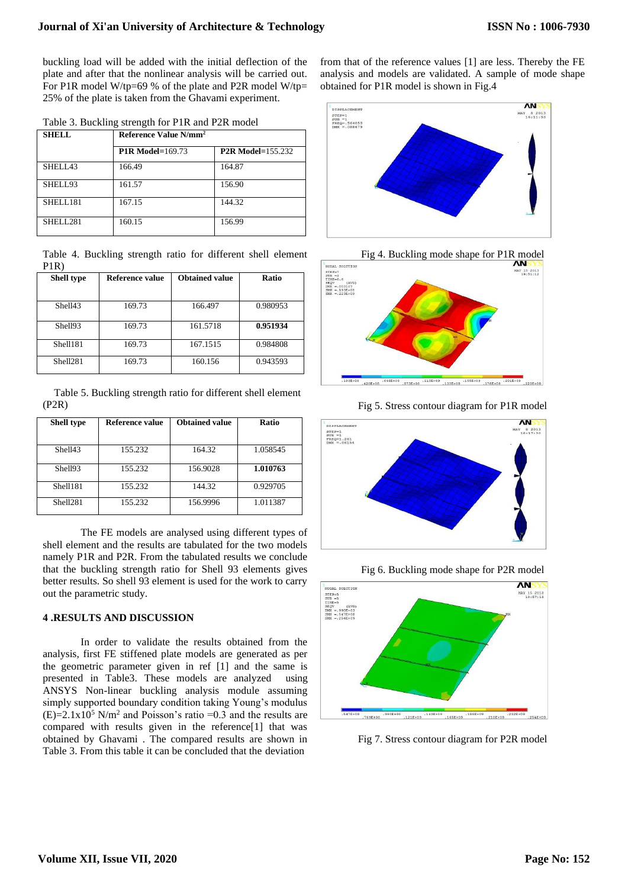buckling load will be added with the initial deflection of the plate and after that the nonlinear analysis will be carried out. For P1R model W/tp=69 % of the plate and P2R model W/tp= 25% of the plate is taken from the Ghavami experiment.

Table 3. Buckling strength for P1R and P2R model

| SHELL | Reference Value N/mm$^2$ | |
|---|---|---|
| | **P1R Model**=169.73 | **P2R Model**=155.232 |
| SHELL43 | 166.49 | 164.87 |
| SHELL93 | 161.57 | 156.90 |
| SHELL181 | 167.15 | 144.32 |
| SHELL281 | 160.15 | 156.99 |

Table 4. Buckling strength ratio for different shell element P1R)

| Shell type | Reference value | Obtained value | Ratio |
|---|---|---|---|
| Shell43 | 169.73 | 166.497 | 0.980953 |
| Shell93 | 169.73 | 161.5718 | **0.951934** |
| Shell181 | 169.73 | 167.1515 | 0.984808 |
| Shell281 | 169.73 | 160.156 | 0.943593 |

Table 5. Buckling strength ratio for different shell element (P2R)

| Shell type | Reference value | Obtained value | Ratio |
|---|---|---|---|
| Shell43 | 155.232 | 164.32 | 1.058545 |
| Shell93 | 155.232 | 156.9028 | **1.010763** |
| Shell181 | 155.232 | 144.32 | 0.929705 |
| Shell281 | 155.232 | 156.9996 | 1.011387 |

The FE models are analysed using different types of shell element and the results are tabulated for the two models namely P1R and P2R. From the tabulated results we conclude that the buckling strength ratio for Shell 93 elements gives better results. So shell 93 element is used for the work to carry out the parametric study.

## 4 .RESULTS AND DISCUSSION

In order to validate the results obtained from the analysis, first FE stiffened plate models are generated as per the geometric parameter given in ref [1] and the same is presented in Table3. These models are analyzed using ANSYS Non-linear buckling analysis module assuming simply supported boundary condition taking Young's modulus (E)=2.1x10$^5$ N/m$^2$ and Poisson's ratio =0.3 and the results are compared with results given in the reference[1] that was obtained by Ghavami . The compared results are shown in Table 3. From this table it can be concluded that the deviation from that of the reference values [1] are less. Thereby the FE analysis and models are validated. A sample of mode shape obtained for P1R model is shown in Fig.4

Fig 4. Buckling mode shape for P1R model

Fig 5. Stress contour diagram for P1R model

Fig 6. Buckling mode shape for P2R model

Fig 7. Stress contour diagram for P2R model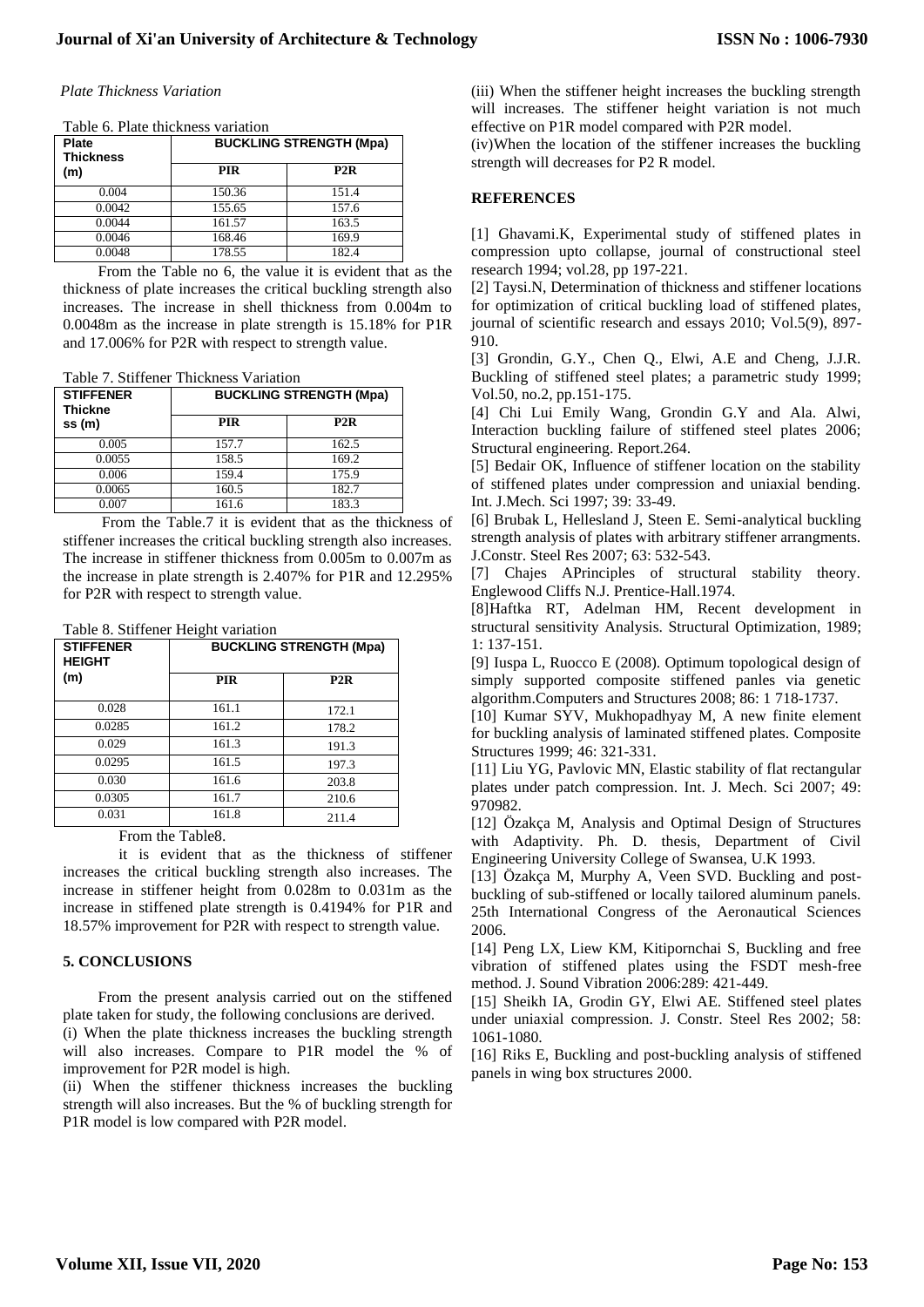*Plate Thickness Variation*

Table 6. Plate thickness variation

| Plate Thickness (m) | BUCKLING STRENGTH (Mpa) | |
|---|---|---|
| | PIR | P2R |
| 0.004 | 150.36 | 151.4 |
| 0.0042 | 155.65 | 157.6 |
| 0.0044 | 161.57 | 163.5 |
| 0.0046 | 168.46 | 169.9 |
| 0.0048 | 178.55 | 182.4 |

From the Table no 6, the value it is evident that as the thickness of plate increases the critical buckling strength also increases. The increase in shell thickness from 0.004m to 0.0048m as the increase in plate strength is 15.18% for P1R and 17.006% for P2R with respect to strength value.

Table 7. Stiffener Thickness Variation

| STIFFENER Thickness (m) | BUCKLING STRENGTH (Mpa) | |
|---|---|---|
| | PIR | P2R |
| 0.005 | 157.7 | 162.5 |
| 0.0055 | 158.5 | 169.2 |
| 0.006 | 159.4 | 175.9 |
| 0.0065 | 160.5 | 182.7 |
| 0.007 | 161.6 | 183.3 |

From the Table.7 it is evident that as the thickness of stiffener increases the critical buckling strength also increases. The increase in stiffener thickness from 0.005m to 0.007m as the increase in plate strength is 2.407% for P1R and 12.295% for P2R with respect to strength value.

Table 8. Stiffener Height variation

| STIFFENER HEIGHT (m) | BUCKLING STRENGTH (Mpa) | |
|---|---|---|
| | PIR | P2R |
| 0.028 | 161.1 | 172.1 |
| 0.0285 | 161.2 | 178.2 |
| 0.029 | 161.3 | 191.3 |
| 0.0295 | 161.5 | 197.3 |
| 0.030 | 161.6 | 203.8 |
| 0.0305 | 161.7 | 210.6 |
| 0.031 | 161.8 | 211.4 |

From the Table8.

it is evident that as the thickness of stiffener increases the critical buckling strength also increases. The increase in stiffener height from 0.028m to 0.031m as the increase in stiffened plate strength is 0.4194% for P1R and 18.57% improvement for P2R with respect to strength value.

## 5. CONCLUSIONS

From the present analysis carried out on the stiffened plate taken for study, the following conclusions are derived.

(i) When the plate thickness increases the buckling strength will also increases. Compare to P1R model the % of improvement for P2R model is high.

(ii) When the stiffener thickness increases the buckling strength will also increases. But the % of buckling strength for P1R model is low compared with P2R model.

(iii) When the stiffener height increases the buckling strength will increases. The stiffener height variation is not much effective on P1R model compared with P2R model.

(iv)When the location of the stiffener increases the buckling strength will decreases for P2 R model.

## REFERENCES

[1] Ghavami.K, Experimental study of stiffened plates in compression upto collapse, journal of constructional steel research 1994; vol.28, pp 197-221.

[2] Taysi.N, Determination of thickness and stiffener locations for optimization of critical buckling load of stiffened plates, journal of scientific research and essays 2010; Vol.5(9), 897-910.

[3] Grondin, G.Y., Chen Q., Elwi, A.E and Cheng, J.J.R. Buckling of stiffened steel plates; a parametric study 1999; Vol.50, no.2, pp.151-175.

[4] Chi Lui Emily Wang, Grondin G.Y and Ala. Alwi, Interaction buckling failure of stiffened steel plates 2006; Structural engineering. Report.264.

[5] Bedair OK, Influence of stiffener location on the stability of stiffened plates under compression and uniaxial bending. Int. J.Mech. Sci 1997; 39: 33-49.

[6] Brubak L, Hellesland J, Steen E. Semi-analytical buckling strength analysis of plates with arbitrary stiffener arrangments. J.Constr. Steel Res 2007; 63: 532-543.

[7] Chajes APrinciples of structural stability theory. Englewood Cliffs N.J. Prentice-Hall.1974.

[8]Haftka RT, Adelman HM, Recent development in structural sensitivity Analysis. Structural Optimization, 1989; 1: 137-151.

[9] Iuspa L, Ruocco E (2008). Optimum topological design of simply supported composite stiffened panles via genetic algorithm.Computers and Structures 2008; 86: 1 718-1737.

[10] Kumar SYV, Mukhopadhyay M, A new finite element for buckling analysis of laminated stiffened plates. Composite Structures 1999; 46: 321-331.

[11] Liu YG, Pavlovic MN, Elastic stability of flat rectangular plates under patch compression. Int. J. Mech. Sci 2007; 49: 970982.

[12] Özakça M, Analysis and Optimal Design of Structures with Adaptivity. Ph. D. thesis, Department of Civil Engineering University College of Swansea, U.K 1993.

[13] Özakça M, Murphy A, Veen SVD. Buckling and post-buckling of sub-stiffened or locally tailored aluminum panels. 25th International Congress of the Aeronautical Sciences 2006.

[14] Peng LX, Liew KM, Kitipornchai S, Buckling and free vibration of stiffened plates using the FSDT mesh-free method. J. Sound Vibration 2006:289: 421-449.

[15] Sheikh IA, Grodin GY, Elwi AE. Stiffened steel plates under uniaxial compression. J. Constr. Steel Res 2002; 58: 1061-1080.

[16] Riks E, Buckling and post-buckling analysis of stiffened panels in wing box structures 2000.